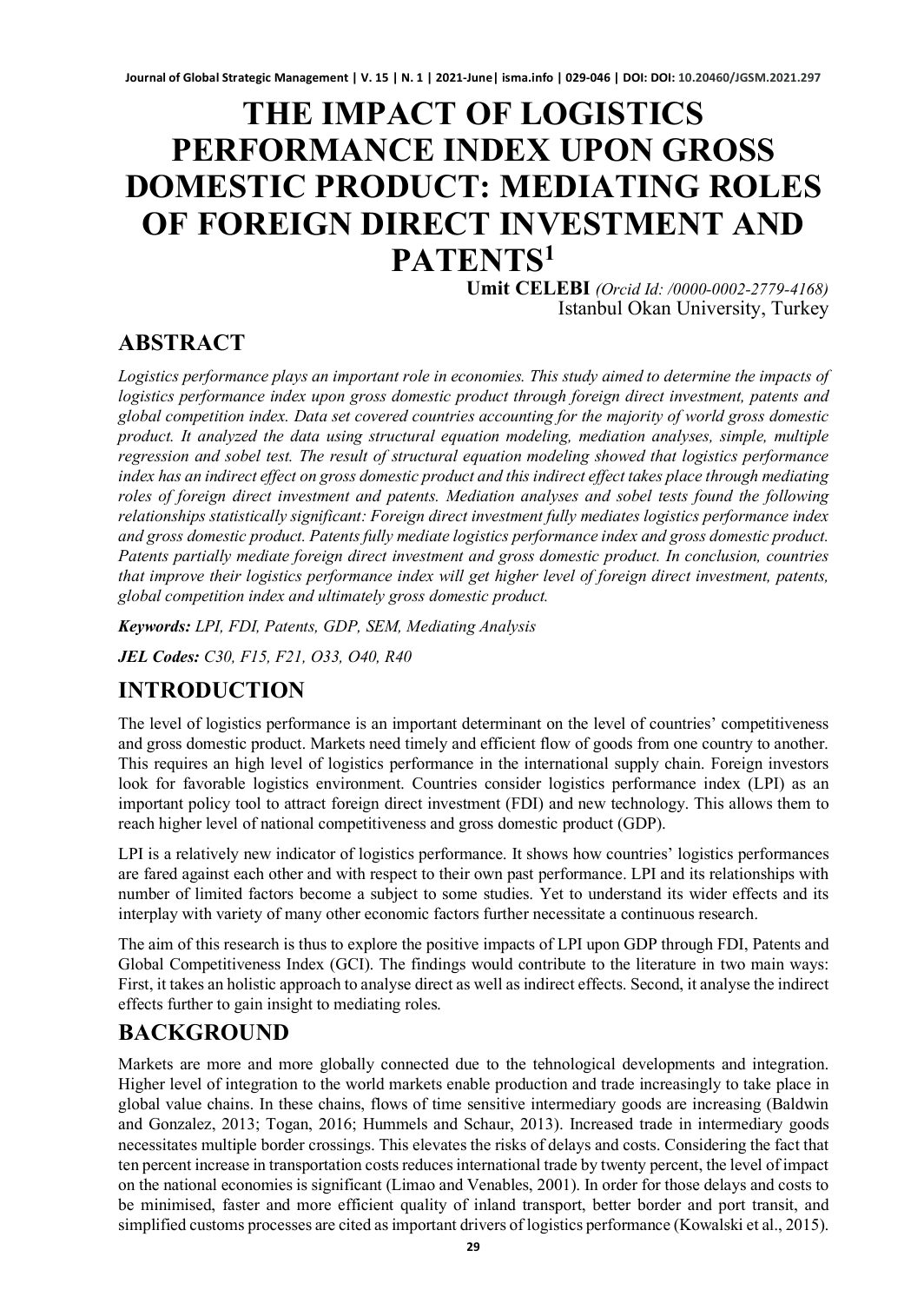# THE IMPACT OF LOGISTICS PERFORMANCE INDEX UPON GROSS DOMESTIC PRODUCT: MEDIATING ROLES OF FOREIGN DIRECT INVESTMENT AND PATENTS[1]

**Umit CELEBI** *(Orcid Id: /0000-0002-2779-4168)*
Istanbul Okan University, Turkey

## ABSTRACT

*Logistics performance plays an important role in economies. This study aimed to determine the impacts of logistics performance index upon gross domestic product through foreign direct investment, patents and global competition index. Data set covered countries accounting for the majority of world gross domestic product. It analyzed the data using structural equation modeling, mediation analyses, simple, multiple regression and sobel test. The result of structural equation modeling showed that logistics performance index has an indirect effect on gross domestic product and this indirect effect takes place through mediating roles of foreign direct investment and patents. Mediation analyses and sobel tests found the following relationships statistically significant: Foreign direct investment fully mediates logistics performance index and gross domestic product. Patents fully mediate logistics performance index and gross domestic product. Patents partially mediate foreign direct investment and gross domestic product. In conclusion, countries that improve their logistics performance index will get higher level of foreign direct investment, patents, global competition index and ultimately gross domestic product.*

***Keywords:*** *LPI, FDI, Patents, GDP, SEM, Mediating Analysis*

***JEL Codes:*** *C30, F15, F21, O33, O40, R40*

## INTRODUCTION

The level of logistics performance is an important determinant on the level of countries' competitiveness and gross domestic product. Markets need timely and efficient flow of goods from one country to another. This requires an high level of logistics performance in the international supply chain. Foreign investors look for favorable logistics environment. Countries consider logistics performance index (LPI) as an important policy tool to attract foreign direct investment (FDI) and new technology. This allows them to reach higher level of national competitiveness and gross domestic product (GDP).

LPI is a relatively new indicator of logistics performance. It shows how countries' logistics performances are fared against each other and with respect to their own past performance. LPI and its relationships with number of limited factors become a subject to some studies. Yet to understand its wider effects and its interplay with variety of many other economic factors further necessitate a continuous research.

The aim of this research is thus to explore the positive impacts of LPI upon GDP through FDI, Patents and Global Competitiveness Index (GCI). The findings would contribute to the literature in two main ways: First, it takes an holistic approach to analyse direct as well as indirect effects. Second, it analyse the indirect effects further to gain insight to mediating roles.

## BACKGROUND

Markets are more and more globally connected due to the tehnological developments and integration. Higher level of integration to the world markets enable production and trade increasingly to take place in global value chains. In these chains, flows of time sensitive intermediary goods are increasing (Baldwin and Gonzalez, 2013; Togan, 2016; Hummels and Schaur, 2013). Increased trade in intermediary goods necessitates multiple border crossings. This elevates the risks of delays and costs. Considering the fact that ten percent increase in transportation costs reduces international trade by twenty percent, the level of impact on the national economies is significant (Limao and Venables, 2001). In order for those delays and costs to be minimised, faster and more efficient quality of inland transport, better border and port transit, and simplified customs processes are cited as important drivers of logistics performance (Kowalski et al., 2015).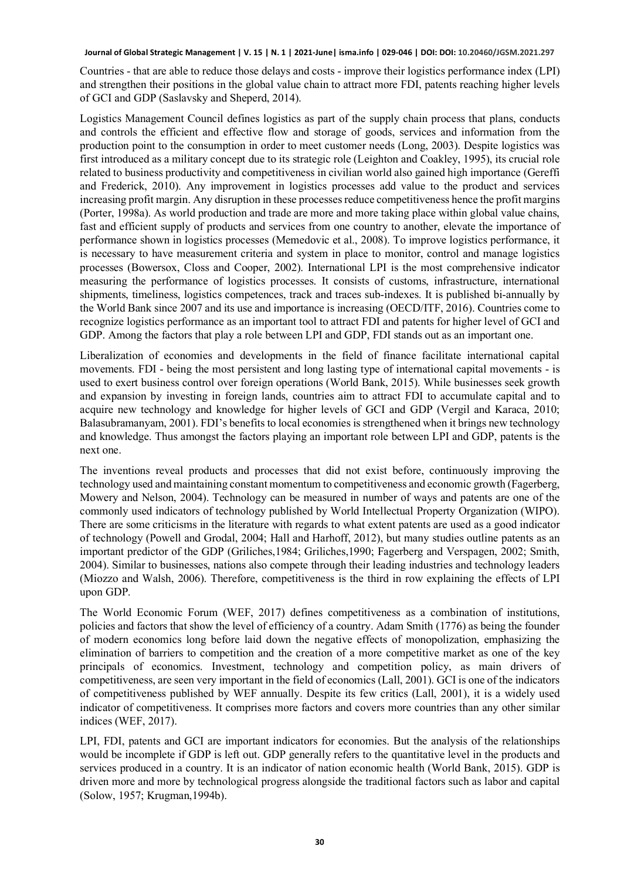Countries - that are able to reduce those delays and costs - improve their logistics performance index (LPI) and strengthen their positions in the global value chain to attract more FDI, patents reaching higher levels of GCI and GDP (Saslavsky and Sheperd, 2014).

Logistics Management Council defines logistics as part of the supply chain process that plans, conducts and controls the efficient and effective flow and storage of goods, services and information from the production point to the consumption in order to meet customer needs (Long, 2003). Despite logistics was first introduced as a military concept due to its strategic role (Leighton and Coakley, 1995), its crucial role related to business productivity and competitiveness in civilian world also gained high importance (Gereffi and Frederick, 2010). Any improvement in logistics processes add value to the product and services increasing profit margin. Any disruption in these processes reduce competitiveness hence the profit margins (Porter, 1998a). As world production and trade are more and more taking place within global value chains, fast and efficient supply of products and services from one country to another, elevate the importance of performance shown in logistics processes (Memedovic et al., 2008). To improve logistics performance, it is necessary to have measurement criteria and system in place to monitor, control and manage logistics processes (Bowersox, Closs and Cooper, 2002). International LPI is the most comprehensive indicator measuring the performance of logistics processes. It consists of customs, infrastructure, international shipments, timeliness, logistics competences, track and traces sub-indexes. It is published bi-annually by the World Bank since 2007 and its use and importance is increasing (OECD/ITF, 2016). Countries come to recognize logistics performance as an important tool to attract FDI and patents for higher level of GCI and GDP. Among the factors that play a role between LPI and GDP, FDI stands out as an important one.

Liberalization of economies and developments in the field of finance facilitate international capital movements. FDI - being the most persistent and long lasting type of international capital movements - is used to exert business control over foreign operations (World Bank, 2015). While businesses seek growth and expansion by investing in foreign lands, countries aim to attract FDI to accumulate capital and to acquire new technology and knowledge for higher levels of GCI and GDP (Vergil and Karaca, 2010; Balasubramanyam, 2001). FDI's benefits to local economies is strengthened when it brings new technology and knowledge. Thus amongst the factors playing an important role between LPI and GDP, patents is the next one.

The inventions reveal products and processes that did not exist before, continuously improving the technology used and maintaining constant momentum to competitiveness and economic growth (Fagerberg, Mowery and Nelson, 2004). Technology can be measured in number of ways and patents are one of the commonly used indicators of technology published by World Intellectual Property Organization (WIPO). There are some criticisms in the literature with regards to what extent patents are used as a good indicator of technology (Powell and Grodal, 2004; Hall and Harhoff, 2012), but many studies outline patents as an important predictor of the GDP (Griliches,1984; Griliches,1990; Fagerberg and Verspagen, 2002; Smith, 2004). Similar to businesses, nations also compete through their leading industries and technology leaders (Miozzo and Walsh, 2006). Therefore, competitiveness is the third in row explaining the effects of LPI upon GDP.

The World Economic Forum (WEF, 2017) defines competitiveness as a combination of institutions, policies and factors that show the level of efficiency of a country. Adam Smith (1776) as being the founder of modern economics long before laid down the negative effects of monopolization, emphasizing the elimination of barriers to competition and the creation of a more competitive market as one of the key principals of economics. Investment, technology and competition policy, as main drivers of competitiveness, are seen very important in the field of economics (Lall, 2001). GCI is one of the indicators of competitiveness published by WEF annually. Despite its few critics (Lall, 2001), it is a widely used indicator of competitiveness. It comprises more factors and covers more countries than any other similar indices (WEF, 2017).

LPI, FDI, patents and GCI are important indicators for economies. But the analysis of the relationships would be incomplete if GDP is left out. GDP generally refers to the quantitative level in the products and services produced in a country. It is an indicator of nation economic health (World Bank, 2015). GDP is driven more and more by technological progress alongside the traditional factors such as labor and capital (Solow, 1957; Krugman,1994b).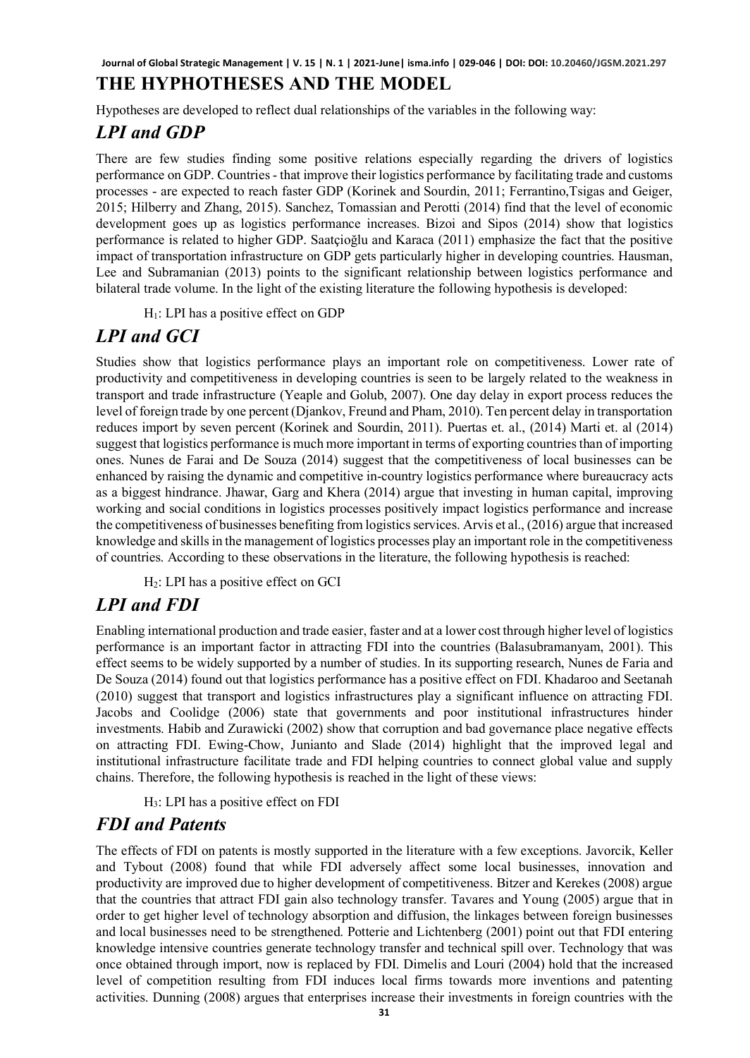# THE HYPHOTHESES AND THE MODEL

Hypotheses are developed to reflect dual relationships of the variables in the following way:

## *LPI and GDP*

There are few studies finding some positive relations especially regarding the drivers of logistics performance on GDP. Countries - that improve their logistics performance by facilitating trade and customs processes - are expected to reach faster GDP (Korinek and Sourdin, 2011; Ferrantino,Tsigas and Geiger, 2015; Hilberry and Zhang, 2015). Sanchez, Tomassian and Perotti (2014) find that the level of economic development goes up as logistics performance increases. Bizoi and Sipos (2014) show that logistics performance is related to higher GDP. Saatçioğlu and Karaca (2011) emphasize the fact that the positive impact of transportation infrastructure on GDP gets particularly higher in developing countries. Hausman, Lee and Subramanian (2013) points to the significant relationship between logistics performance and bilateral trade volume. In the light of the existing literature the following hypothesis is developed:

$H_1$: LPI has a positive effect on GDP

## *LPI and GCI*

Studies show that logistics performance plays an important role on competitiveness. Lower rate of productivity and competitiveness in developing countries is seen to be largely related to the weakness in transport and trade infrastructure (Yeaple and Golub, 2007). One day delay in export process reduces the level of foreign trade by one percent (Djankov, Freund and Pham, 2010). Ten percent delay in transportation reduces import by seven percent (Korinek and Sourdin, 2011). Puertas et. al., (2014) Marti et. al (2014) suggest that logistics performance is much more important in terms of exporting countries than of importing ones. Nunes de Farai and De Souza (2014) suggest that the competitiveness of local businesses can be enhanced by raising the dynamic and competitive in-country logistics performance where bureaucracy acts as a biggest hindrance. Jhawar, Garg and Khera (2014) argue that investing in human capital, improving working and social conditions in logistics processes positively impact logistics performance and increase the competitiveness of businesses benefiting from logistics services. Arvis et al., (2016) argue that increased knowledge and skills in the management of logistics processes play an important role in the competitiveness of countries. According to these observations in the literature, the following hypothesis is reached:

$H_2$: LPI has a positive effect on GCI

## *LPI and FDI*

Enabling international production and trade easier, faster and at a lower cost through higher level of logistics performance is an important factor in attracting FDI into the countries (Balasubramanyam, 2001). This effect seems to be widely supported by a number of studies. In its supporting research, Nunes de Faria and De Souza (2014) found out that logistics performance has a positive effect on FDI. Khadaroo and Seetanah (2010) suggest that transport and logistics infrastructures play a significant influence on attracting FDI. Jacobs and Coolidge (2006) state that governments and poor institutional infrastructures hinder investments. Habib and Zurawicki (2002) show that corruption and bad governance place negative effects on attracting FDI. Ewing-Chow, Junianto and Slade (2014) highlight that the improved legal and institutional infrastructure facilitate trade and FDI helping countries to connect global value and supply chains. Therefore, the following hypothesis is reached in the light of these views:

$H_3$: LPI has a positive effect on FDI

## *FDI and Patents*

The effects of FDI on patents is mostly supported in the literature with a few exceptions. Javorcik, Keller and Tybout (2008) found that while FDI adversely affect some local businesses, innovation and productivity are improved due to higher development of competitiveness. Bitzer and Kerekes (2008) argue that the countries that attract FDI gain also technology transfer. Tavares and Young (2005) argue that in order to get higher level of technology absorption and diffusion, the linkages between foreign businesses and local businesses need to be strengthened. Potterie and Lichtenberg (2001) point out that FDI entering knowledge intensive countries generate technology transfer and technical spill over. Technology that was once obtained through import, now is replaced by FDI. Dimelis and Louri (2004) hold that the increased level of competition resulting from FDI induces local firms towards more inventions and patenting activities. Dunning (2008) argues that enterprises increase their investments in foreign countries with the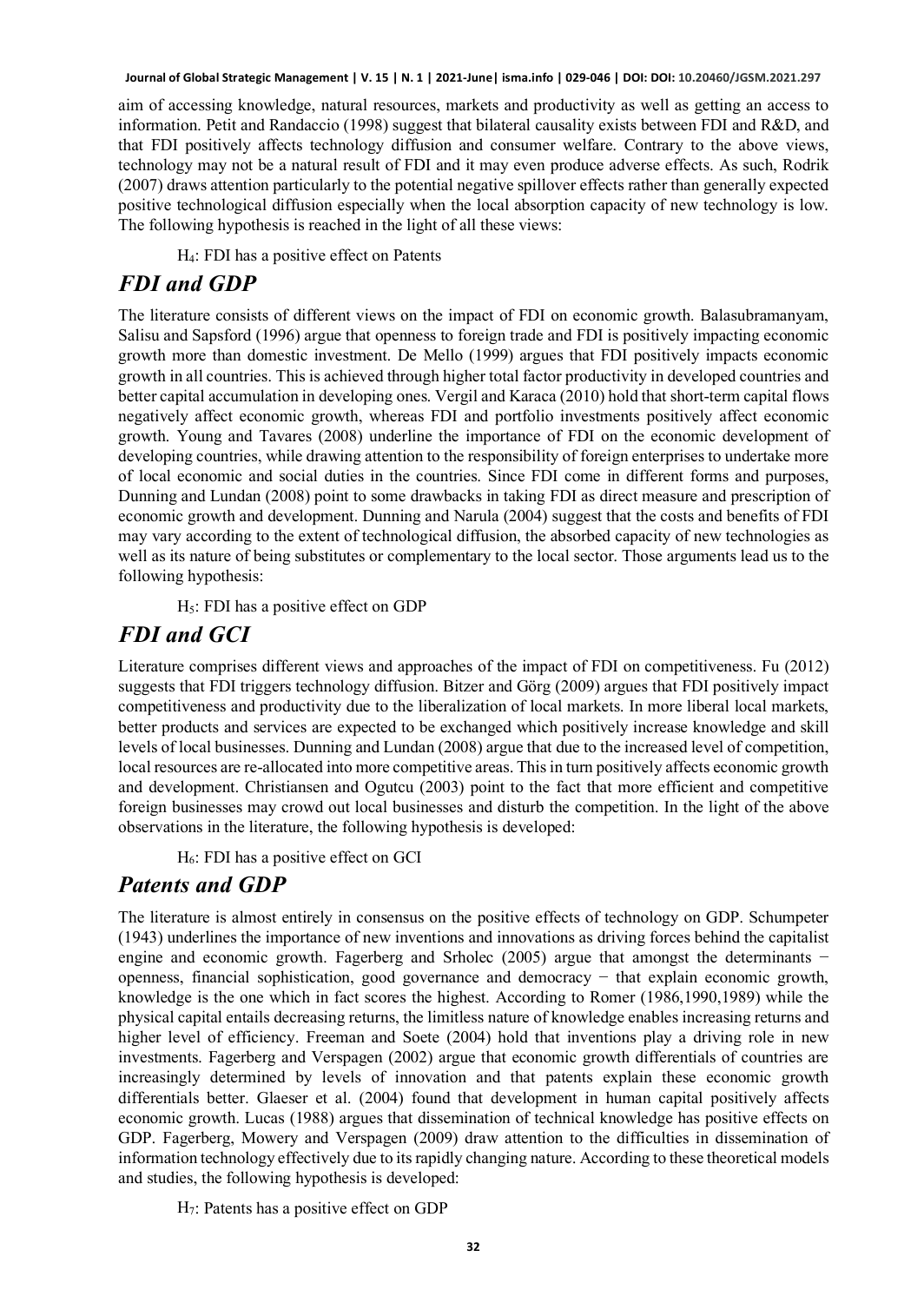aim of accessing knowledge, natural resources, markets and productivity as well as getting an access to information. Petit and Randaccio (1998) suggest that bilateral causality exists between FDI and R&D, and that FDI positively affects technology diffusion and consumer welfare. Contrary to the above views, technology may not be a natural result of FDI and it may even produce adverse effects. As such, Rodrik (2007) draws attention particularly to the potential negative spillover effects rather than generally expected positive technological diffusion especially when the local absorption capacity of new technology is low. The following hypothesis is reached in the light of all these views:

$H_4$: FDI has a positive effect on Patents

## *FDI and GDP*

The literature consists of different views on the impact of FDI on economic growth. Balasubramanyam, Salisu and Sapsford (1996) argue that openness to foreign trade and FDI is positively impacting economic growth more than domestic investment. De Mello (1999) argues that FDI positively impacts economic growth in all countries. This is achieved through higher total factor productivity in developed countries and better capital accumulation in developing ones. Vergil and Karaca (2010) hold that short-term capital flows negatively affect economic growth, whereas FDI and portfolio investments positively affect economic growth. Young and Tavares (2008) underline the importance of FDI on the economic development of developing countries, while drawing attention to the responsibility of foreign enterprises to undertake more of local economic and social duties in the countries. Since FDI come in different forms and purposes, Dunning and Lundan (2008) point to some drawbacks in taking FDI as direct measure and prescription of economic growth and development. Dunning and Narula (2004) suggest that the costs and benefits of FDI may vary according to the extent of technological diffusion, the absorbed capacity of new technologies as well as its nature of being substitutes or complementary to the local sector. Those arguments lead us to the following hypothesis:

$H_5$: FDI has a positive effect on GDP

## *FDI and GCI*

Literature comprises different views and approaches of the impact of FDI on competitiveness. Fu (2012) suggests that FDI triggers technology diffusion. Bitzer and Görg (2009) argues that FDI positively impact competitiveness and productivity due to the liberalization of local markets. In more liberal local markets, better products and services are expected to be exchanged which positively increase knowledge and skill levels of local businesses. Dunning and Lundan (2008) argue that due to the increased level of competition, local resources are re-allocated into more competitive areas. This in turn positively affects economic growth and development. Christiansen and Ogutcu (2003) point to the fact that more efficient and competitive foreign businesses may crowd out local businesses and disturb the competition. In the light of the above observations in the literature, the following hypothesis is developed:

$H_6$: FDI has a positive effect on GCI

## *Patents and GDP*

The literature is almost entirely in consensus on the positive effects of technology on GDP. Schumpeter (1943) underlines the importance of new inventions and innovations as driving forces behind the capitalist engine and economic growth. Fagerberg and Srholec (2005) argue that amongst the determinants − openness, financial sophistication, good governance and democracy − that explain economic growth, knowledge is the one which in fact scores the highest. According to Romer (1986,1990,1989) while the physical capital entails decreasing returns, the limitless nature of knowledge enables increasing returns and higher level of efficiency. Freeman and Soete (2004) hold that inventions play a driving role in new investments. Fagerberg and Verspagen (2002) argue that economic growth differentials of countries are increasingly determined by levels of innovation and that patents explain these economic growth differentials better. Glaeser et al. (2004) found that development in human capital positively affects economic growth. Lucas (1988) argues that dissemination of technical knowledge has positive effects on GDP. Fagerberg, Mowery and Verspagen (2009) draw attention to the difficulties in dissemination of information technology effectively due to its rapidly changing nature. According to these theoretical models and studies, the following hypothesis is developed:

$H_7$: Patents has a positive effect on GDP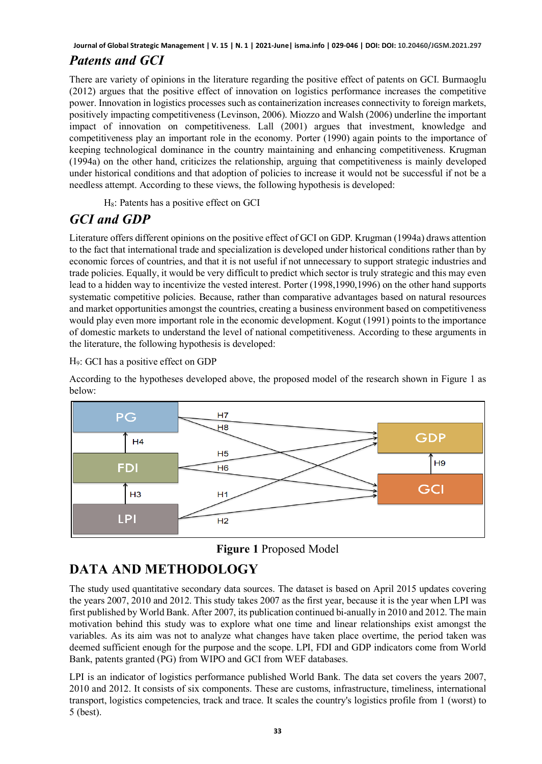## *Patents and GCI*

There are variety of opinions in the literature regarding the positive effect of patents on GCI. Burmaoglu (2012) argues that the positive effect of innovation on logistics performance increases the competitive power. Innovation in logistics processes such as containerization increases connectivity to foreign markets, positively impacting competitiveness (Levinson, 2006). Miozzo and Walsh (2006) underline the important impact of innovation on competitiveness. Lall (2001) argues that investment, knowledge and competitiveness play an important role in the economy. Porter (1990) again points to the importance of keeping technological dominance in the country maintaining and enhancing competitiveness. Krugman (1994a) on the other hand, criticizes the relationship, arguing that competitiveness is mainly developed under historical conditions and that adoption of policies to increase it would not be successful if not be a needless attempt. According to these views, the following hypothesis is developed:

$H_8$: Patents has a positive effect on GCI

## *GCI and GDP*

Literature offers different opinions on the positive effect of GCI on GDP. Krugman (1994a) draws attention to the fact that international trade and specialization is developed under historical conditions rather than by economic forces of countries, and that it is not useful if not unnecessary to support strategic industries and trade policies. Equally, it would be very difficult to predict which sector is truly strategic and this may even lead to a hidden way to incentivize the vested interest. Porter (1998,1990,1996) on the other hand supports systematic competitive policies. Because, rather than comparative advantages based on natural resources and market opportunities amongst the countries, creating a business environment based on competitiveness would play even more important role in the economic development. Kogut (1991) points to the importance of domestic markets to understand the level of national competitiveness. According to these arguments in the literature, the following hypothesis is developed:

$H_9$: GCI has a positive effect on GDP

According to the hypotheses developed above, the proposed model of the research shown in Figure 1 as below:

**Figure 1** Proposed Model

# DATA AND METHODOLOGY

The study used quantitative secondary data sources. The dataset is based on April 2015 updates covering the years 2007, 2010 and 2012. This study takes 2007 as the first year, because it is the year when LPI was first published by World Bank. After 2007, its publication continued bi-anually in 2010 and 2012. The main motivation behind this study was to explore what one time and linear relationships exist amongst the variables. As its aim was not to analyze what changes have taken place overtime, the period taken was deemed sufficient enough for the purpose and the scope. LPI, FDI and GDP indicators come from World Bank, patents granted (PG) from WIPO and GCI from WEF databases.

LPI is an indicator of logistics performance published World Bank. The data set covers the years 2007, 2010 and 2012. It consists of six components. These are customs, infrastructure, timeliness, international transport, logistics competencies, track and trace. It scales the country's logistics profile from 1 (worst) to 5 (best).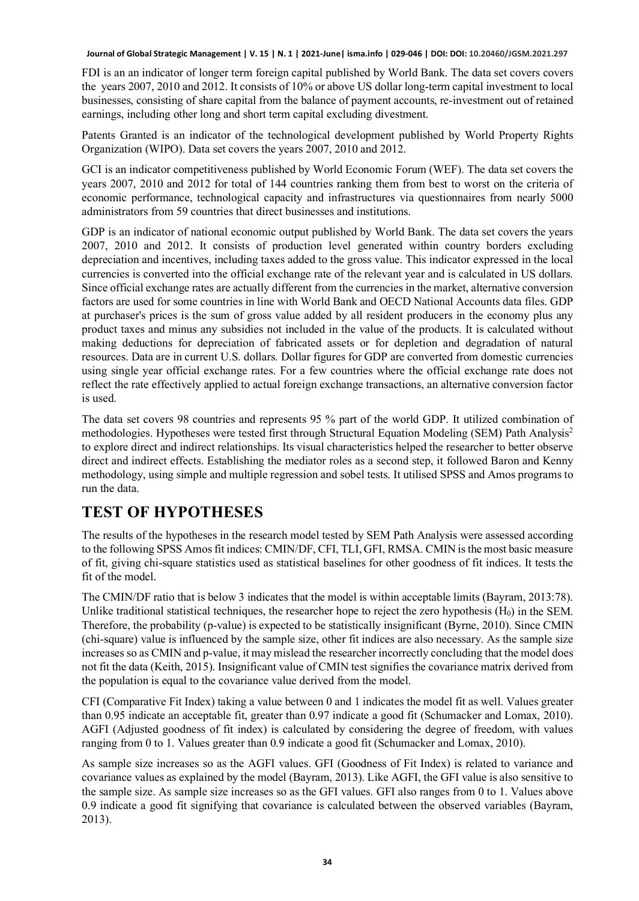FDI is an an indicator of longer term foreign capital published by World Bank. The data set covers covers the years 2007, 2010 and 2012. It consists of 10% or above US dollar long-term capital investment to local businesses, consisting of share capital from the balance of payment accounts, re-investment out of retained earnings, including other long and short term capital excluding divestment.

Patents Granted is an indicator of the technological development published by World Property Rights Organization (WIPO). Data set covers the years 2007, 2010 and 2012.

GCI is an indicator competitiveness published by World Economic Forum (WEF). The data set covers the years 2007, 2010 and 2012 for total of 144 countries ranking them from best to worst on the criteria of economic performance, technological capacity and infrastructures via questionnaires from nearly 5000 administrators from 59 countries that direct businesses and institutions.

GDP is an indicator of national economic output published by World Bank. The data set covers the years 2007, 2010 and 2012. It consists of production level generated within country borders excluding depreciation and incentives, including taxes added to the gross value. This indicator expressed in the local currencies is converted into the official exchange rate of the relevant year and is calculated in US dollars. Since official exchange rates are actually different from the currencies in the market, alternative conversion factors are used for some countries in line with World Bank and OECD National Accounts data files. GDP at purchaser's prices is the sum of gross value added by all resident producers in the economy plus any product taxes and minus any subsidies not included in the value of the products. It is calculated without making deductions for depreciation of fabricated assets or for depletion and degradation of natural resources. Data are in current U.S. dollars. Dollar figures for GDP are converted from domestic currencies using single year official exchange rates. For a few countries where the official exchange rate does not reflect the rate effectively applied to actual foreign exchange transactions, an alternative conversion factor is used.

The data set covers 98 countries and represents 95 % part of the world GDP. It utilized combination of methodologies. Hypotheses were tested first through Structural Equation Modeling (SEM) Path Analysis[2] to explore direct and indirect relationships. Its visual characteristics helped the researcher to better observe direct and indirect effects. Establishing the mediator roles as a second step, it followed Baron and Kenny methodology, using simple and multiple regression and sobel tests. It utilised SPSS and Amos programs to run the data.

# TEST OF HYPOTHESES

The results of the hypotheses in the research model tested by SEM Path Analysis were assessed according to the following SPSS Amos fit indices: CMIN/DF, CFI, TLI, GFI, RMSA. CMIN is the most basic measure of fit, giving chi-square statistics used as statistical baselines for other goodness of fit indices. It tests the fit of the model.

The CMIN/DF ratio that is below 3 indicates that the model is within acceptable limits (Bayram, 2013:78). Unlike traditional statistical techniques, the researcher hope to reject the zero hypothesis ($H_0$) in the SEM. Therefore, the probability (p-value) is expected to be statistically insignificant (Byrne, 2010). Since CMIN (chi-square) value is influenced by the sample size, other fit indices are also necessary. As the sample size increases so as CMIN and p-value, it may mislead the researcher incorrectly concluding that the model does not fit the data (Keith, 2015). Insignificant value of CMIN test signifies the covariance matrix derived from the population is equal to the covariance value derived from the model.

CFI (Comparative Fit Index) taking a value between 0 and 1 indicates the model fit as well. Values greater than 0.95 indicate an acceptable fit, greater than 0.97 indicate a good fit (Schumacker and Lomax, 2010). AGFI (Adjusted goodness of fit index) is calculated by considering the degree of freedom, with values ranging from 0 to 1. Values greater than 0.9 indicate a good fit (Schumacker and Lomax, 2010).

As sample size increases so as the AGFI values. GFI (Goodness of Fit Index) is related to variance and covariance values as explained by the model (Bayram, 2013). Like AGFI, the GFI value is also sensitive to the sample size. As sample size increases so as the GFI values. GFI also ranges from 0 to 1. Values above 0.9 indicate a good fit signifying that covariance is calculated between the observed variables (Bayram, 2013).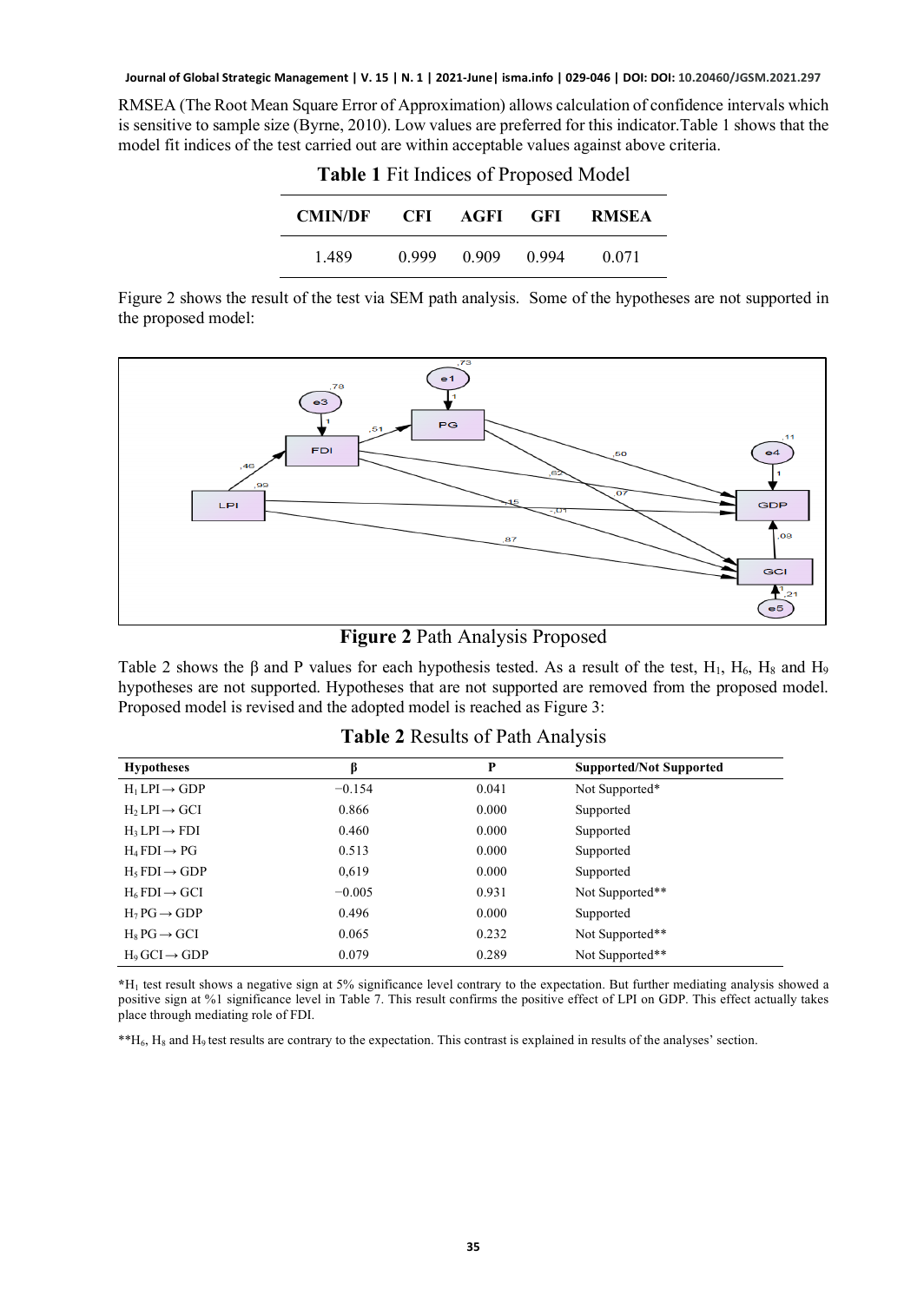RMSEA (The Root Mean Square Error of Approximation) allows calculation of confidence intervals which is sensitive to sample size (Byrne, 2010). Low values are preferred for this indicator.Table 1 shows that the model fit indices of the test carried out are within acceptable values against above criteria.

**Table 1** Fit Indices of Proposed Model

| CMIN/DF | CFI | AGFI | GFI | RMSEA |
|---|---|---|---|---|
| 1.489 | 0.999 | 0.909 | 0.994 | 0.071 |

Figure 2 shows the result of the test via SEM path analysis. Some of the hypotheses are not supported in the proposed model:

**Figure 2** Path Analysis Proposed

Table 2 shows the β and P values for each hypothesis tested. As a result of the test, $H_1$, $H_6$, $H_8$ and $H_9$ hypotheses are not supported. Hypotheses that are not supported are removed from the proposed model. Proposed model is revised and the adopted model is reached as Figure 3:

**Table 2** Results of Path Analysis

| Hypotheses | β | P | Supported/Not Supported |
|---|---|---|---|
| $H_1$ LPI → GDP | −0.154 | 0.041 | Not Supported* |
| $H_2$ LPI → GCI | 0.866 | 0.000 | Supported |
| $H_3$ LPI → FDI | 0.460 | 0.000 | Supported |
| $H_4$ FDI → PG | 0.513 | 0.000 | Supported |
| $H_5$ FDI → GDP | 0,619 | 0.000 | Supported |
| $H_6$ FDI → GCI | −0.005 | 0.931 | Not Supported** |
| $H_7$ PG → GDP | 0.496 | 0.000 | Supported |
| $H_8$ PG → GCI | 0.065 | 0.232 | Not Supported** |
| $H_9$ GCI → GDP | 0.079 | 0.289 | Not Supported** |

*$H_1$ test result shows a negative sign at 5% significance level contrary to the expectation. But further mediating analysis showed a positive sign at %1 significance level in Table 7. This result confirms the positive effect of LPI on GDP. This effect actually takes place through mediating role of FDI.

**$H_6$, $H_8$ and $H_9$ test results are contrary to the expectation. This contrast is explained in results of the analyses' section.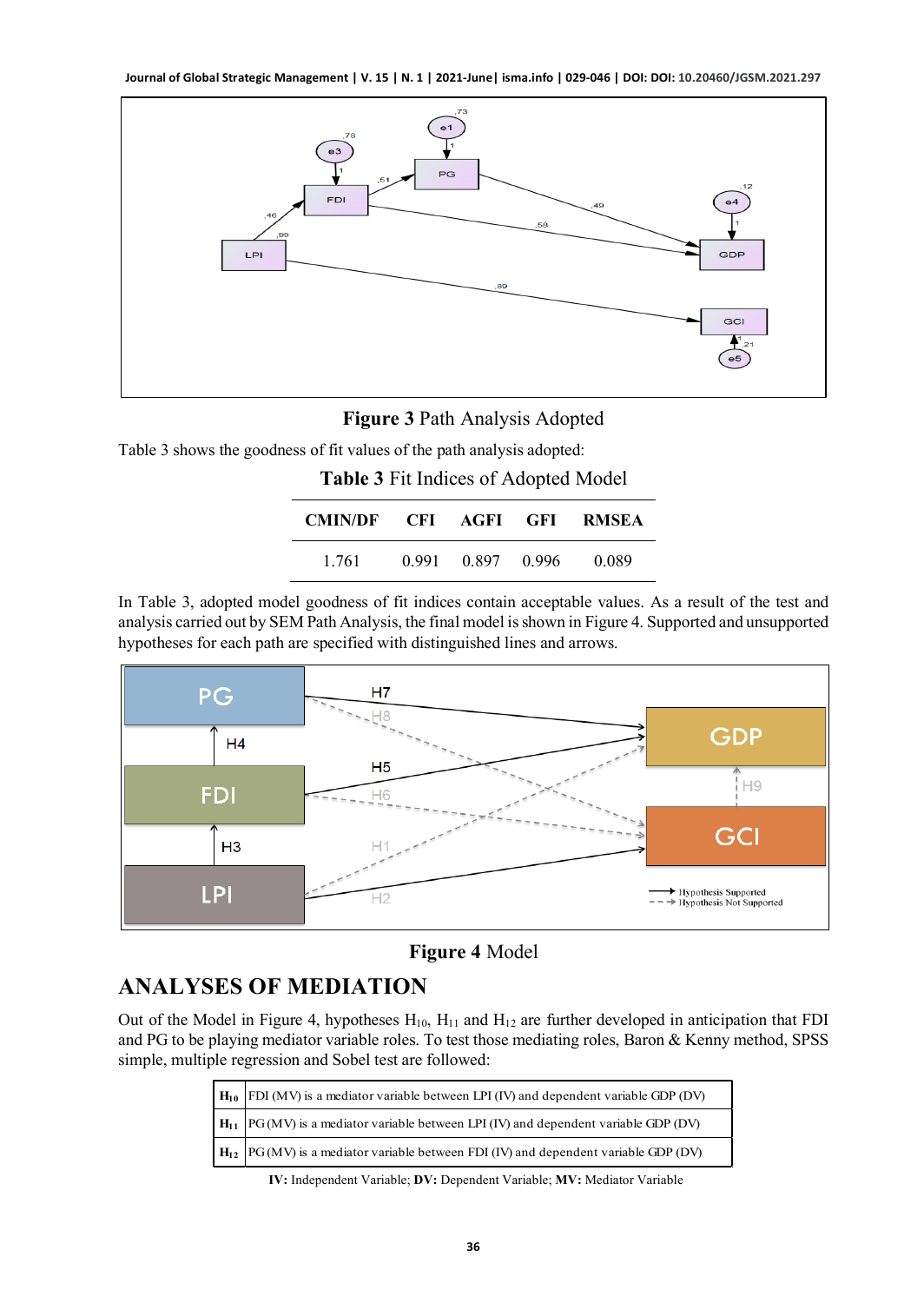**Figure 3** Path Analysis Adopted

Table 3 shows the goodness of fit values of the path analysis adopted:

**Table 3** Fit Indices of Adopted Model

| CMIN/DF | CFI | AGFI | GFI | RMSEA |
|---|---|---|---|---|
| 1.761 | 0.991 | 0.897 | 0.996 | 0.089 |

In Table 3, adopted model goodness of fit indices contain acceptable values. As a result of the test and analysis carried out by SEM Path Analysis, the final model is shown in Figure 4. Supported and unsupported hypotheses for each path are specified with distinguished lines and arrows.

**Figure 4** Model

## ANALYSES OF MEDIATION

Out of the Model in Figure 4, hypotheses $H_{10}$, $H_{11}$ and $H_{12}$ are further developed in anticipation that FDI and PG to be playing mediator variable roles. To test those mediating roles, Baron & Kenny method, SPSS simple, multiple regression and Sobel test are followed:

| | |
|---|---|
| **$H_{10}$** | FDI (MV) is a mediator variable between LPI (IV) and dependent variable GDP (DV) |
| **$H_{11}$** | PG (MV) is a mediator variable between LPI (IV) and dependent variable GDP (DV) |
| **$H_{12}$** | PG (MV) is a mediator variable between FDI (IV) and dependent variable GDP (DV) |

**IV:** Independent Variable; **DV:** Dependent Variable; **MV:** Mediator Variable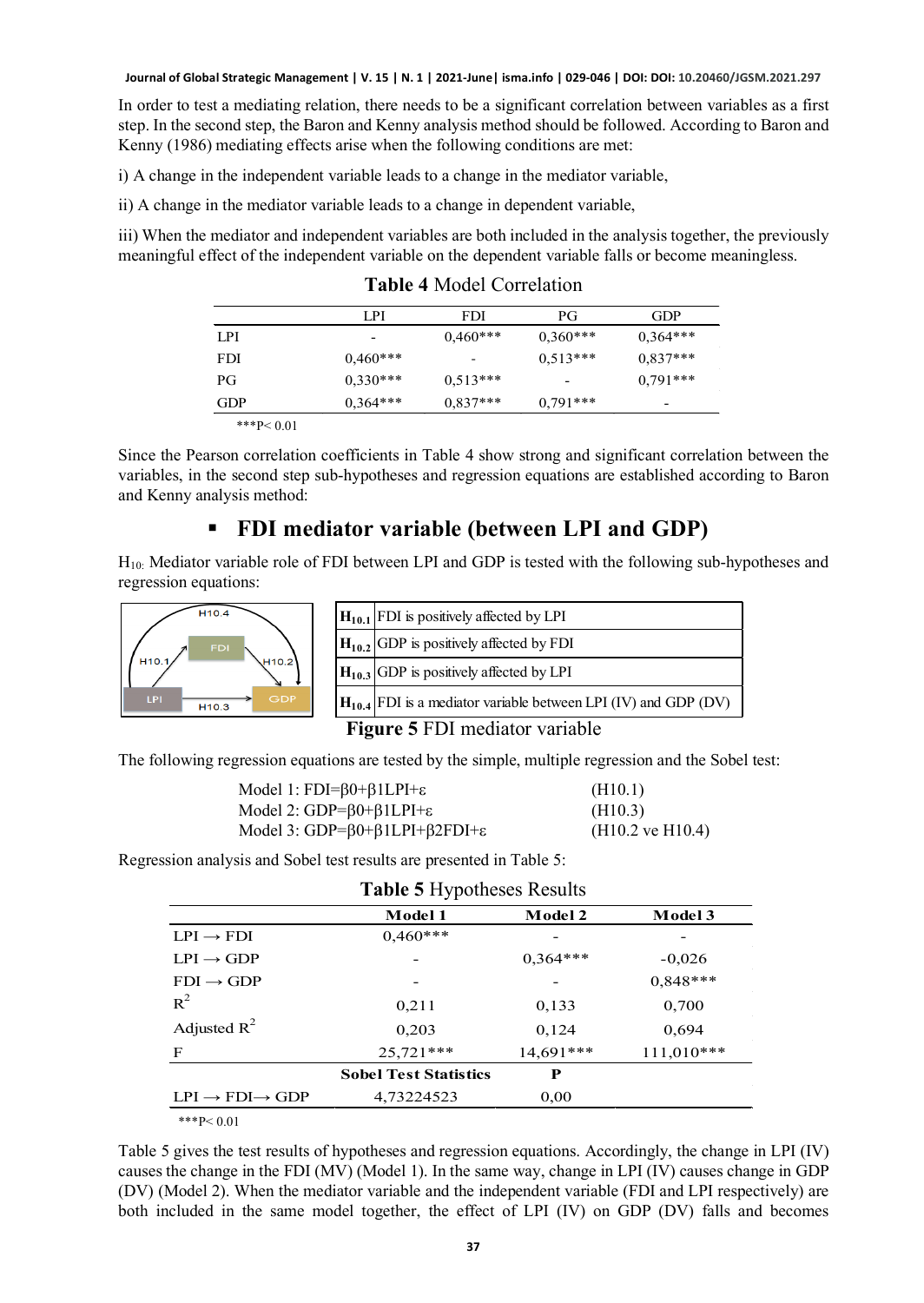In order to test a mediating relation, there needs to be a significant correlation between variables as a first step. In the second step, the Baron and Kenny analysis method should be followed. According to Baron and Kenny (1986) mediating effects arise when the following conditions are met:

i) A change in the independent variable leads to a change in the mediator variable,

ii) A change in the mediator variable leads to a change in dependent variable,

iii) When the mediator and independent variables are both included in the analysis together, the previously meaningful effect of the independent variable on the dependent variable falls or become meaningless.

**Table 4** Model Correlation

| | LPI | FDI | PG | GDP |
|---|---|---|---|---|
| LPI | - | 0,460*** | 0,360*** | 0,364*** |
| FDI | 0,460*** | - | 0,513*** | 0,837*** |
| PG | 0,330*** | 0,513*** | - | 0,791*** |
| GDP | 0,364*** | 0,837*** | 0,791*** | - |

***P< 0.01

Since the Pearson correlation coefficients in Table 4 show strong and significant correlation between the variables, in the second step sub-hypotheses and regression equations are established according to Baron and Kenny analysis method:

## FDI mediator variable (between LPI and GDP)

$H_{10}$: Mediator variable role of FDI between LPI and GDP is tested with the following sub-hypotheses and regression equations:

| | |
|---|---|
| $H_{10.1}$ | FDI is positively affected by LPI |
| $H_{10.2}$ | GDP is positively affected by FDI |
| $H_{10.3}$ | GDP is positively affected by LPI |
| $H_{10.4}$ | FDI is a mediator variable between LPI (IV) and GDP (DV) |

**Figure 5** FDI mediator variable

The following regression equations are tested by the simple, multiple regression and the Sobel test:

Model 1: $FDI=\beta 0+\beta 1LPI+\varepsilon$ (H10.1)
Model 2: $GDP=\beta 0+\beta 1LPI+\varepsilon$ (H10.3)
Model 3: $GDP=\beta 0+\beta 1LPI+\beta 2FDI+\varepsilon$ (H10.2 ve H10.4)

Regression analysis and Sobel test results are presented in Table 5:

**Table 5** Hypotheses Results

| | Model 1 | Model 2 | Model 3 |
|---|---|---|---|
| LPI → FDI | 0,460*** | - | - |
| LPI → GDP | - | 0,364*** | -0,026 |
| FDI → GDP | - | - | 0,848*** |
| $R^2$ | 0,211 | 0,133 | 0,700 |
| Adjusted $R^2$ | 0,203 | 0,124 | 0,694 |
| F | 25,721*** | 14,691*** | 111,010*** |
| | **Sobel Test Statistics** | **P** | |
| LPI → FDI→ GDP | 4,73224523 | 0,00 | |

***P< 0.01

Table 5 gives the test results of hypotheses and regression equations. Accordingly, the change in LPI (IV) causes the change in the FDI (MV) (Model 1). In the same way, change in LPI (IV) causes change in GDP (DV) (Model 2). When the mediator variable and the independent variable (FDI and LPI respectively) are both included in the same model together, the effect of LPI (IV) on GDP (DV) falls and becomes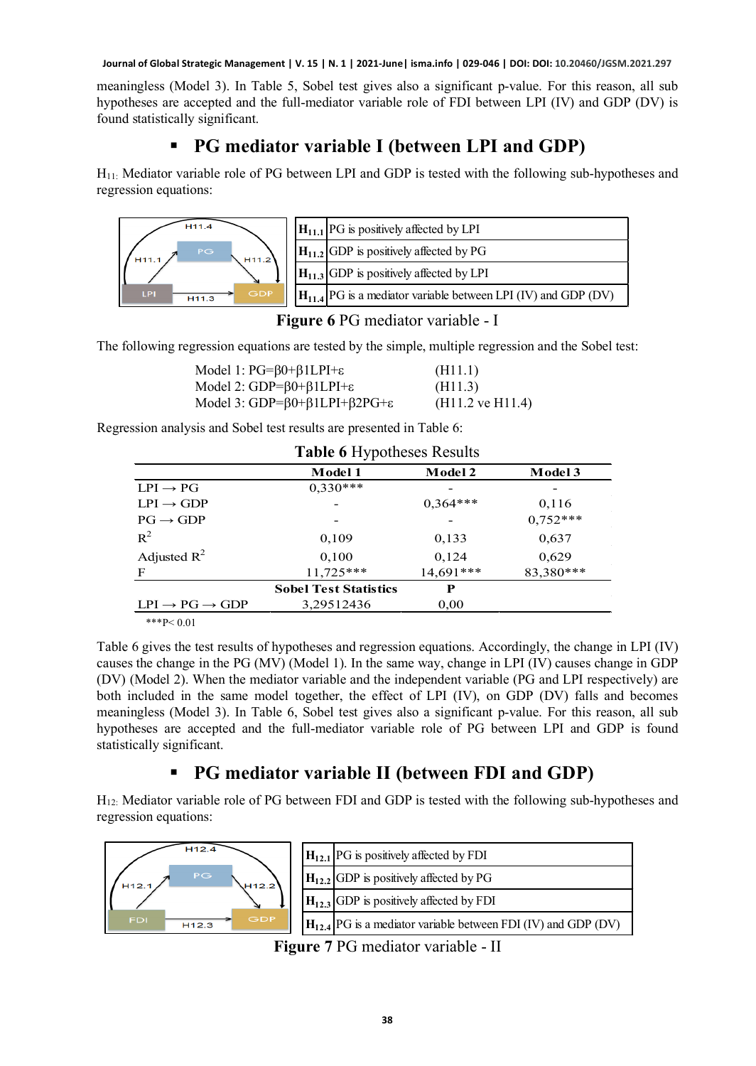meaningless (Model 3). In Table 5, Sobel test gives also a significant p-value. For this reason, all sub hypotheses are accepted and the full-mediator variable role of FDI between LPI (IV) and GDP (DV) is found statistically significant.

## ▪ PG mediator variable I (between LPI and GDP)

$H_{11:}$ Mediator variable role of PG between LPI and GDP is tested with the following sub-hypotheses and regression equations:

| | |
|---|---|
| $H_{11.1}$ | PG is positively affected by LPI |
| $H_{11.2}$ | GDP is positively affected by PG |
| $H_{11.3}$ | GDP is positively affected by LPI |
| $H_{11.4}$ | PG is a mediator variable between LPI (IV) and GDP (DV) |

**Figure 6** PG mediator variable - I

The following regression equations are tested by the simple, multiple regression and the Sobel test:

Model 1: $PG=\beta0+\beta1LPI+\varepsilon$ (H11.1)
Model 2: $GDP=\beta0+\beta1LPI+\varepsilon$ (H11.3)
Model 3: $GDP=\beta0+\beta1LPI+\beta2PG+\varepsilon$ (H11.2 ve H11.4)

Regression analysis and Sobel test results are presented in Table 6:

**Table 6** Hypotheses Results

| | Model 1 | Model 2 | Model 3 |
|---|---|---|---|
| LPI → PG | 0,330*** | - | - |
| LPI → GDP | - | 0,364*** | 0,116 |
| PG → GDP | - | - | 0,752*** |
| $R^2$ | 0,109 | 0,133 | 0,637 |
| Adjusted $R^2$ | 0,100 | 0,124 | 0,629 |
| F | 11,725*** | 14,691*** | 83,380*** |
| | **Sobel Test Statistics** | **P** | |
| LPI → PG → GDP | 3,29512436 | 0,00 | |

***P< 0.01

Table 6 gives the test results of hypotheses and regression equations. Accordingly, the change in LPI (IV) causes the change in the PG (MV) (Model 1). In the same way, change in LPI (IV) causes change in GDP (DV) (Model 2). When the mediator variable and the independent variable (PG and LPI respectively) are both included in the same model together, the effect of LPI (IV), on GDP (DV) falls and becomes meaningless (Model 3). In Table 6, Sobel test gives also a significant p-value. For this reason, all sub hypotheses are accepted and the full-mediator variable role of PG between LPI and GDP is found statistically significant.

## ▪ PG mediator variable II (between FDI and GDP)

$H_{12:}$ Mediator variable role of PG between FDI and GDP is tested with the following sub-hypotheses and regression equations:

| | |
|---|---|
| $H_{12.1}$ | PG is positively affected by FDI |
| $H_{12.2}$ | GDP is positively affected by PG |
| $H_{12.3}$ | GDP is positively affected by FDI |
| $H_{12.4}$ | PG is a mediator variable between FDI (IV) and GDP (DV) |

**Figure 7** PG mediator variable - II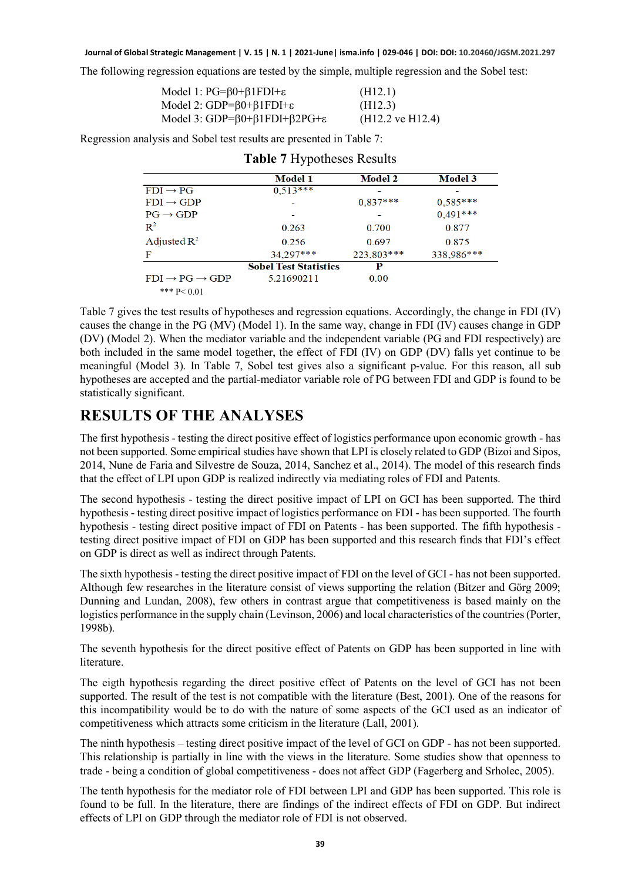The following regression equations are tested by the simple, multiple regression and the Sobel test:

Model 1: $PG=\beta0+\beta1FDI+\varepsilon$ (H12.1)
Model 2: $GDP=\beta0+\beta1FDI+\varepsilon$ (H12.3)
Model 3: $GDP=\beta0+\beta1FDI+\beta2PG+\varepsilon$ (H12.2 ve H12.4)

Regression analysis and Sobel test results are presented in Table 7:

**Table 7** Hypotheses Results

| | Model 1 | Model 2 | Model 3 |
|---|---|---|---|
| FDI → PG | 0,513*** | - | - |
| FDI → GDP | - | 0,837*** | 0,585*** |
| PG → GDP | - | - | 0,491*** |
| $R^2$ | 0.263 | 0.700 | 0.877 |
| Adjusted $R^2$ | 0.256 | 0.697 | 0.875 |
| F | 34,297*** | 223,803*** | 338,986*** |
| | **Sobel Test Statistics** | **P** | |
| FDI → PG → GDP | 5.21690211 | 0.00 | |

*** P< 0.01

Table 7 gives the test results of hypotheses and regression equations. Accordingly, the change in FDI (IV) causes the change in the PG (MV) (Model 1). In the same way, change in FDI (IV) causes change in GDP (DV) (Model 2). When the mediator variable and the independent variable (PG and FDI respectively) are both included in the same model together, the effect of FDI (IV) on GDP (DV) falls yet continue to be meaningful (Model 3). In Table 7, Sobel test gives also a significant p-value. For this reason, all sub hypotheses are accepted and the partial-mediator variable role of PG between FDI and GDP is found to be statistically significant.

# RESULTS OF THE ANALYSES

The first hypothesis - testing the direct positive effect of logistics performance upon economic growth - has not been supported. Some empirical studies have shown that LPI is closely related to GDP (Bizoi and Sipos, 2014, Nune de Faria and Silvestre de Souza, 2014, Sanchez et al., 2014). The model of this research finds that the effect of LPI upon GDP is realized indirectly via mediating roles of FDI and Patents.

The second hypothesis - testing the direct positive impact of LPI on GCI has been supported. The third hypothesis - testing direct positive impact of logistics performance on FDI - has been supported. The fourth hypothesis - testing direct positive impact of FDI on Patents - has been supported. The fifth hypothesis - testing direct positive impact of FDI on GDP has been supported and this research finds that FDI's effect on GDP is direct as well as indirect through Patents.

The sixth hypothesis - testing the direct positive impact of FDI on the level of GCI - has not been supported. Although few researches in the literature consist of views supporting the relation (Bitzer and Görg 2009; Dunning and Lundan, 2008), few others in contrast argue that competitiveness is based mainly on the logistics performance in the supply chain (Levinson, 2006) and local characteristics of the countries (Porter, 1998b).

The seventh hypothesis for the direct positive effect of Patents on GDP has been supported in line with literature.

The eigth hypothesis regarding the direct positive effect of Patents on the level of GCI has not been supported. The result of the test is not compatible with the literature (Best, 2001). One of the reasons for this incompatibility would be to do with the nature of some aspects of the GCI used as an indicator of competitiveness which attracts some criticism in the literature (Lall, 2001).

The ninth hypothesis – testing direct positive impact of the level of GCI on GDP - has not been supported. This relationship is partially in line with the views in the literature. Some studies show that openness to trade - being a condition of global competitiveness - does not affect GDP (Fagerberg and Srholec, 2005).

The tenth hypothesis for the mediator role of FDI between LPI and GDP has been supported. This role is found to be full. In the literature, there are findings of the indirect effects of FDI on GDP. But indirect effects of LPI on GDP through the mediator role of FDI is not observed.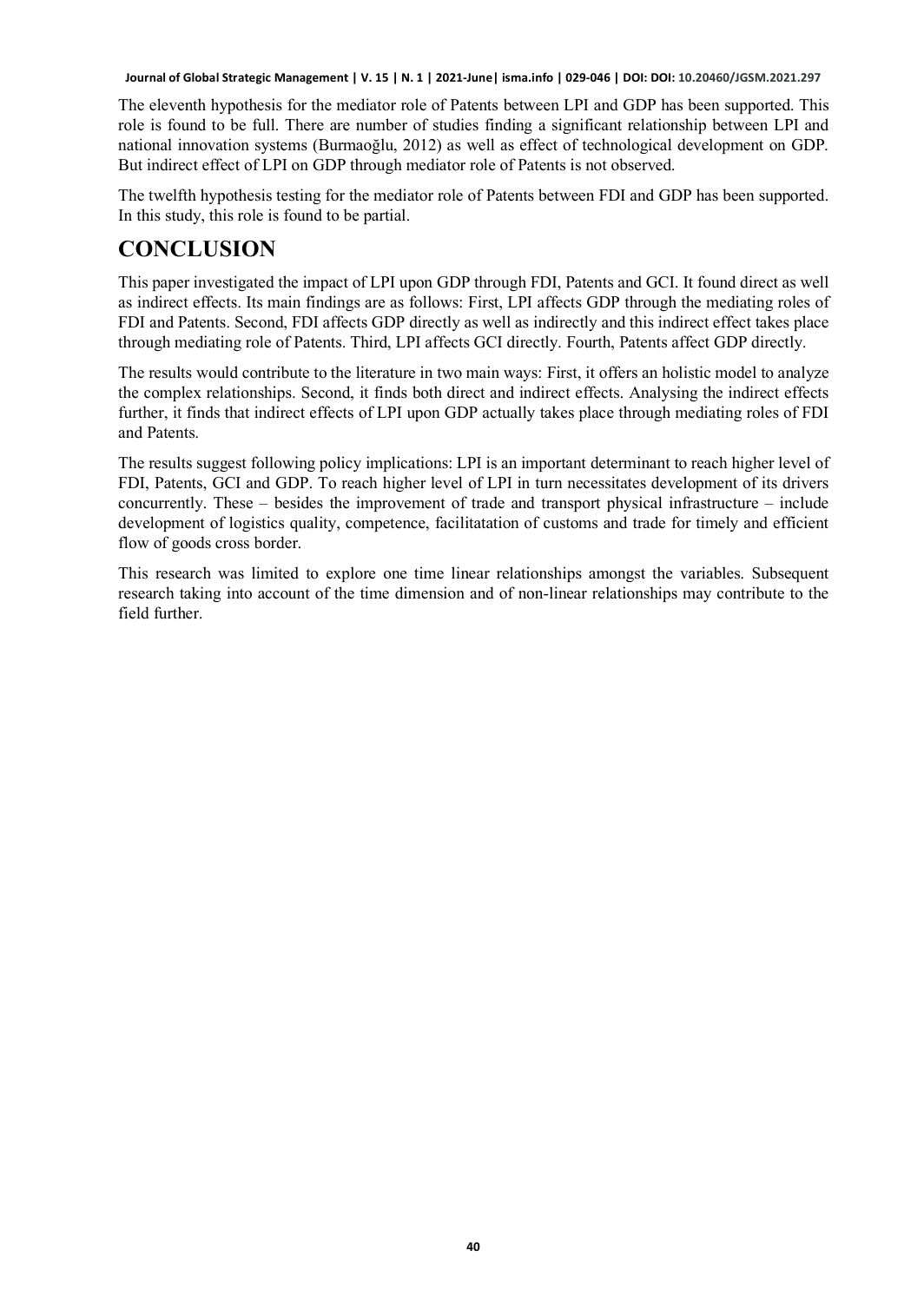The eleventh hypothesis for the mediator role of Patents between LPI and GDP has been supported. This role is found to be full. There are number of studies finding a significant relationship between LPI and national innovation systems (Burmaoğlu, 2012) as well as effect of technological development on GDP. But indirect effect of LPI on GDP through mediator role of Patents is not observed.

The twelfth hypothesis testing for the mediator role of Patents between FDI and GDP has been supported. In this study, this role is found to be partial.

# CONCLUSION

This paper investigated the impact of LPI upon GDP through FDI, Patents and GCI. It found direct as well as indirect effects. Its main findings are as follows: First, LPI affects GDP through the mediating roles of FDI and Patents. Second, FDI affects GDP directly as well as indirectly and this indirect effect takes place through mediating role of Patents. Third, LPI affects GCI directly. Fourth, Patents affect GDP directly.

The results would contribute to the literature in two main ways: First, it offers an holistic model to analyze the complex relationships. Second, it finds both direct and indirect effects. Analysing the indirect effects further, it finds that indirect effects of LPI upon GDP actually takes place through mediating roles of FDI and Patents.

The results suggest following policy implications: LPI is an important determinant to reach higher level of FDI, Patents, GCI and GDP. To reach higher level of LPI in turn necessitates development of its drivers concurrently. These – besides the improvement of trade and transport physical infrastructure – include development of logistics quality, competence, facilitatation of customs and trade for timely and efficient flow of goods cross border.

This research was limited to explore one time linear relationships amongst the variables. Subsequent research taking into account of the time dimension and of non-linear relationships may contribute to the field further.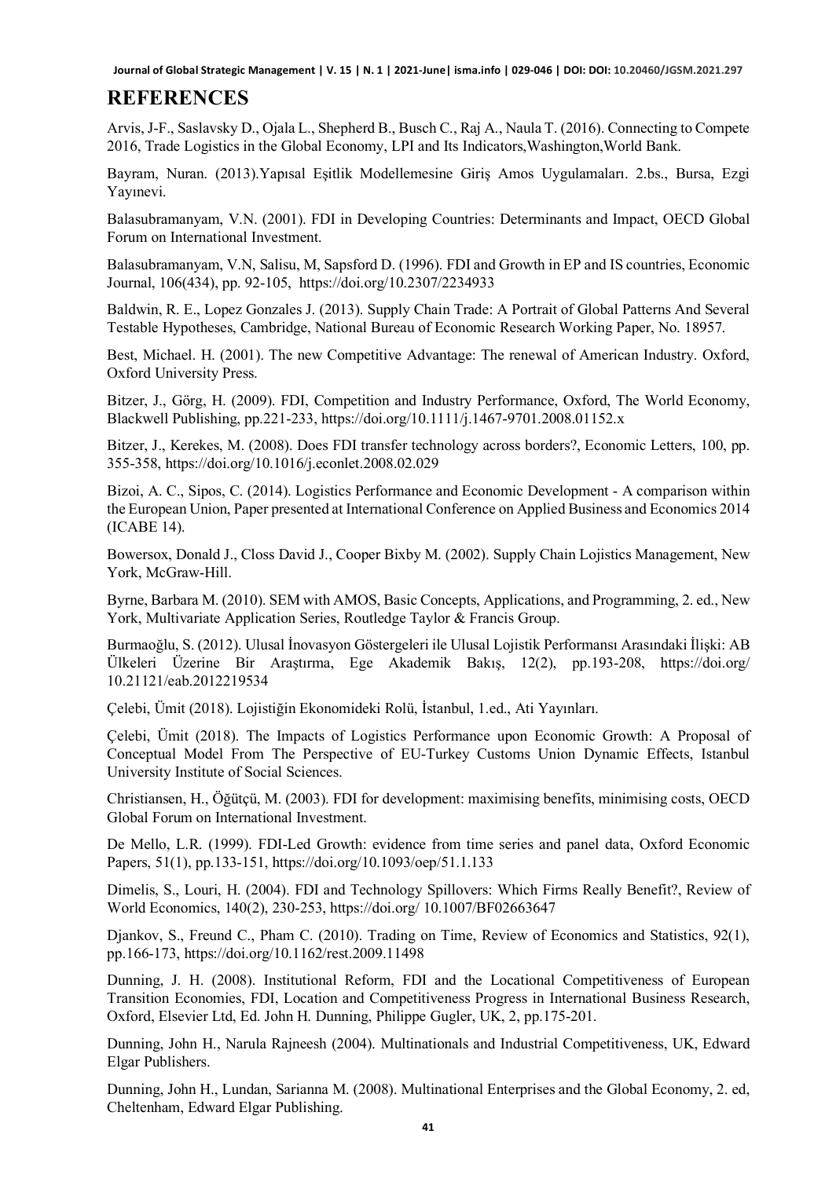# REFERENCES

Arvis, J-F., Saslavsky D., Ojala L., Shepherd B., Busch C., Raj A., Naula T. (2016). Connecting to Compete 2016, Trade Logistics in the Global Economy, LPI and Its Indicators,Washington,World Bank.

Bayram, Nuran. (2013).Yapısal Eşitlik Modellemesine Giriş Amos Uygulamaları. 2.bs., Bursa, Ezgi Yayınevi.

Balasubramanyam, V.N. (2001). FDI in Developing Countries: Determinants and Impact, OECD Global Forum on International Investment.

Balasubramanyam, V.N, Salisu, M, Sapsford D. (1996). FDI and Growth in EP and IS countries, Economic Journal, 106(434), pp. 92-105, https://doi.org/10.2307/2234933

Baldwin, R. E., Lopez Gonzales J. (2013). Supply Chain Trade: A Portrait of Global Patterns And Several Testable Hypotheses, Cambridge, National Bureau of Economic Research Working Paper, No. 18957.

Best, Michael. H. (2001). The new Competitive Advantage: The renewal of American Industry. Oxford, Oxford University Press.

Bitzer, J., Görg, H. (2009). FDI, Competition and Industry Performance, Oxford, The World Economy, Blackwell Publishing, pp.221-233, https://doi.org/10.1111/j.1467-9701.2008.01152.x

Bitzer, J., Kerekes, M. (2008). Does FDI transfer technology across borders?, Economic Letters, 100, pp. 355-358, https://doi.org/10.1016/j.econlet.2008.02.029

Bizoi, A. C., Sipos, C. (2014). Logistics Performance and Economic Development - A comparison within the European Union, Paper presented at International Conference on Applied Business and Economics 2014 (ICABE 14).

Bowersox, Donald J., Closs David J., Cooper Bixby M. (2002). Supply Chain Lojistics Management, New York, McGraw-Hill.

Byrne, Barbara M. (2010). SEM with AMOS, Basic Concepts, Applications, and Programming, 2. ed., New York, Multivariate Application Series, Routledge Taylor & Francis Group.

Burmaoğlu, S. (2012). Ulusal İnovasyon Göstergeleri ile Ulusal Lojistik Performansı Arasındaki İlişki: AB Ülkeleri Üzerine Bir Araştırma, Ege Akademik Bakış, 12(2), pp.193-208, https://doi.org/ 10.21121/eab.2012219534

Çelebi, Ümit (2018). Lojistiğin Ekonomideki Rolü, İstanbul, 1.ed., Ati Yayınları.

Çelebi, Ümit (2018). The Impacts of Logistics Performance upon Economic Growth: A Proposal of Conceptual Model From The Perspective of EU-Turkey Customs Union Dynamic Effects, Istanbul University Institute of Social Sciences.

Christiansen, H., Öğütçü, M. (2003). FDI for development: maximising benefits, minimising costs, OECD Global Forum on International Investment.

De Mello, L.R. (1999). FDI-Led Growth: evidence from time series and panel data, Oxford Economic Papers, 51(1), pp.133-151, https://doi.org/10.1093/oep/51.1.133

Dimelis, S., Louri, H. (2004). FDI and Technology Spillovers: Which Firms Really Benefit?, Review of World Economics, 140(2), 230-253, https://doi.org/ 10.1007/BF02663647

Djankov, S., Freund C., Pham C. (2010). Trading on Time, Review of Economics and Statistics, 92(1), pp.166-173, https://doi.org/10.1162/rest.2009.11498

Dunning, J. H. (2008). Institutional Reform, FDI and the Locational Competitiveness of European Transition Economies, FDI, Location and Competitiveness Progress in International Business Research, Oxford, Elsevier Ltd, Ed. John H. Dunning, Philippe Gugler, UK, 2, pp.175-201.

Dunning, John H., Narula Rajneesh (2004). Multinationals and Industrial Competitiveness, UK, Edward Elgar Publishers.

Dunning, John H., Lundan, Sarianna M. (2008). Multinational Enterprises and the Global Economy, 2. ed, Cheltenham, Edward Elgar Publishing.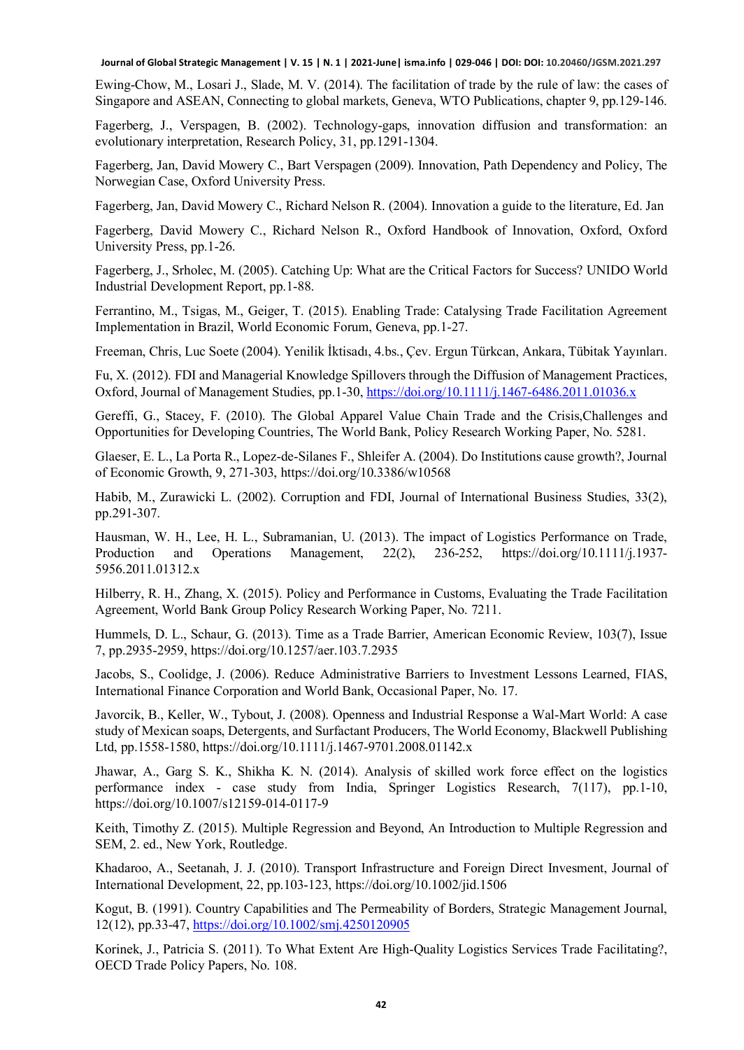Ewing-Chow, M., Losari J., Slade, M. V. (2014). The facilitation of trade by the rule of law: the cases of Singapore and ASEAN, Connecting to global markets, Geneva, WTO Publications, chapter 9, pp.129-146.

Fagerberg, J., Verspagen, B. (2002). Technology-gaps, innovation diffusion and transformation: an evolutionary interpretation, Research Policy, 31, pp.1291-1304.

Fagerberg, Jan, David Mowery C., Bart Verspagen (2009). Innovation, Path Dependency and Policy, The Norwegian Case, Oxford University Press.

Fagerberg, Jan, David Mowery C., Richard Nelson R. (2004). Innovation a guide to the literature, Ed. Jan

Fagerberg, David Mowery C., Richard Nelson R., Oxford Handbook of Innovation, Oxford, Oxford University Press, pp.1-26.

Fagerberg, J., Srholec, M. (2005). Catching Up: What are the Critical Factors for Success? UNIDO World Industrial Development Report, pp.1-88.

Ferrantino, M., Tsigas, M., Geiger, T. (2015). Enabling Trade: Catalysing Trade Facilitation Agreement Implementation in Brazil, World Economic Forum, Geneva, pp.1-27.

Freeman, Chris, Luc Soete (2004). Yenilik İktisadı, 4.bs., Çev. Ergun Türkcan, Ankara, Tübitak Yayınları.

Fu, X. (2012). FDI and Managerial Knowledge Spillovers through the Diffusion of Management Practices, Oxford, Journal of Management Studies, pp.1-30, https://doi.org/10.1111/j.1467-6486.2011.01036.x

Gereffi, G., Stacey, F. (2010). The Global Apparel Value Chain Trade and the Crisis,Challenges and Opportunities for Developing Countries, The World Bank, Policy Research Working Paper, No. 5281.

Glaeser, E. L., La Porta R., Lopez-de-Silanes F., Shleifer A. (2004). Do Institutions cause growth?, Journal of Economic Growth, 9, 271-303, https://doi.org/10.3386/w10568

Habib, M., Zurawicki L. (2002). Corruption and FDI, Journal of International Business Studies, 33(2), pp.291-307.

Hausman, W. H., Lee, H. L., Subramanian, U. (2013). The impact of Logistics Performance on Trade, Production and Operations Management, 22(2), 236-252, https://doi.org/10.1111/j.1937-5956.2011.01312.x

Hilberry, R. H., Zhang, X. (2015). Policy and Performance in Customs, Evaluating the Trade Facilitation Agreement, World Bank Group Policy Research Working Paper, No. 7211.

Hummels, D. L., Schaur, G. (2013). Time as a Trade Barrier, American Economic Review, 103(7), Issue 7, pp.2935-2959, https://doi.org/10.1257/aer.103.7.2935

Jacobs, S., Coolidge, J. (2006). Reduce Administrative Barriers to Investment Lessons Learned, FIAS, International Finance Corporation and World Bank, Occasional Paper, No. 17.

Javorcik, B., Keller, W., Tybout, J. (2008). Openness and Industrial Response a Wal-Mart World: A case study of Mexican soaps, Detergents, and Surfactant Producers, The World Economy, Blackwell Publishing Ltd, pp.1558-1580, https://doi.org/10.1111/j.1467-9701.2008.01142.x

Jhawar, A., Garg S. K., Shikha K. N. (2014). Analysis of skilled work force effect on the logistics performance index - case study from India, Springer Logistics Research, 7(117), pp.1-10, https://doi.org/10.1007/s12159-014-0117-9

Keith, Timothy Z. (2015). Multiple Regression and Beyond, An Introduction to Multiple Regression and SEM, 2. ed., New York, Routledge.

Khadaroo, A., Seetanah, J. J. (2010). Transport Infrastructure and Foreign Direct Invesment, Journal of International Development, 22, pp.103-123, https://doi.org/10.1002/jid.1506

Kogut, B. (1991). Country Capabilities and The Permeability of Borders, Strategic Management Journal, 12(12), pp.33-47, https://doi.org/10.1002/smj.4250120905

Korinek, J., Patricia S. (2011). To What Extent Are High-Quality Logistics Services Trade Facilitating?, OECD Trade Policy Papers, No. 108.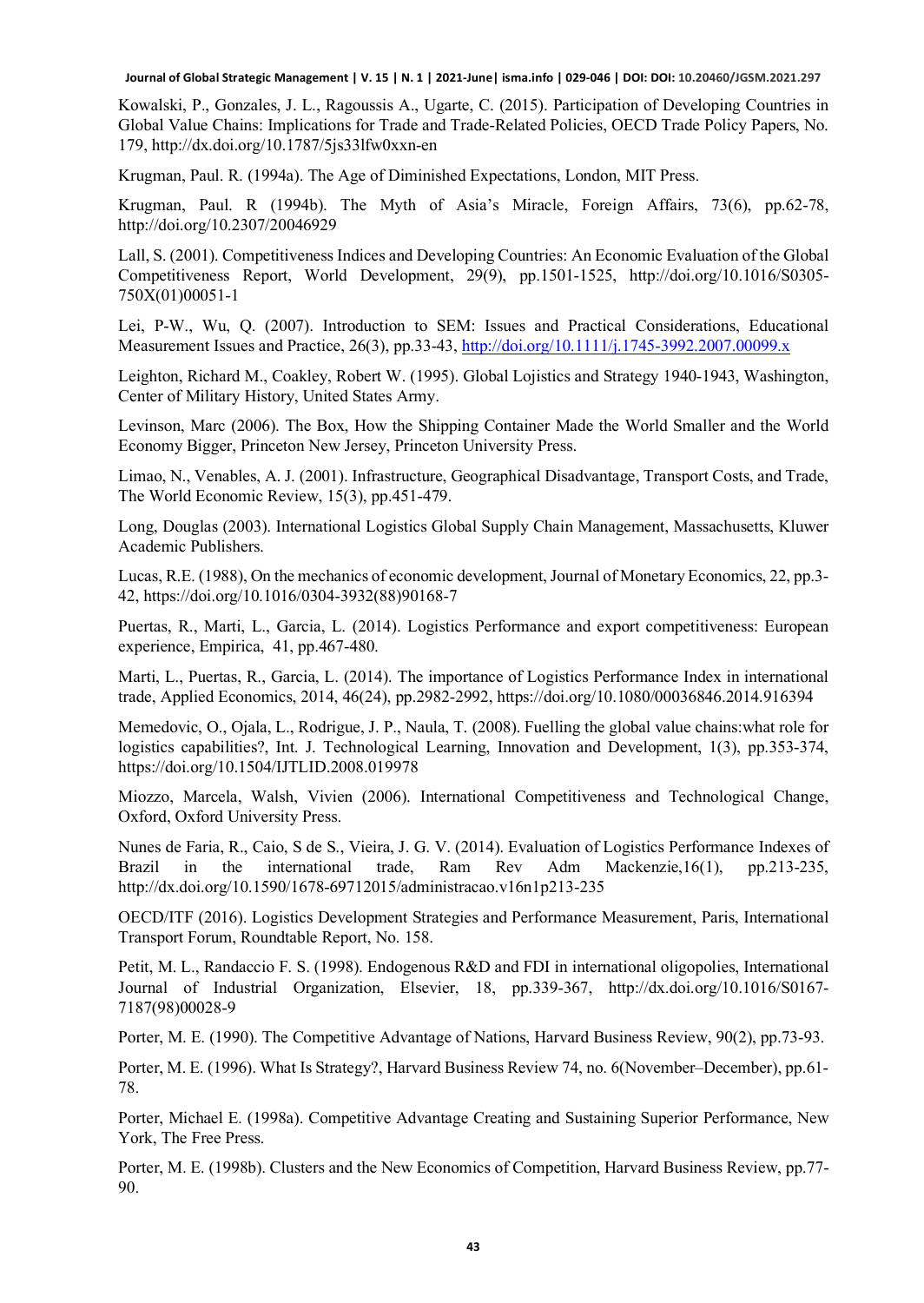Kowalski, P., Gonzales, J. L., Ragoussis A., Ugarte, C. (2015). Participation of Developing Countries in Global Value Chains: Implications for Trade and Trade-Related Policies, OECD Trade Policy Papers, No. 179, http://dx.doi.org/10.1787/5js33lfw0xxn-en

Krugman, Paul. R. (1994a). The Age of Diminished Expectations, London, MIT Press.

Krugman, Paul. R (1994b). The Myth of Asia's Miracle, Foreign Affairs, 73(6), pp.62-78, http://doi.org/10.2307/20046929

Lall, S. (2001). Competitiveness Indices and Developing Countries: An Economic Evaluation of the Global Competitiveness Report, World Development, 29(9), pp.1501-1525, http://doi.org/10.1016/S0305-750X(01)00051-1

Lei, P-W., Wu, Q. (2007). Introduction to SEM: Issues and Practical Considerations, Educational Measurement Issues and Practice, 26(3), pp.33-43, http://doi.org/10.1111/j.1745-3992.2007.00099.x

Leighton, Richard M., Coakley, Robert W. (1995). Global Lojistics and Strategy 1940-1943, Washington, Center of Military History, United States Army.

Levinson, Marc (2006). The Box, How the Shipping Container Made the World Smaller and the World Economy Bigger, Princeton New Jersey, Princeton University Press.

Limao, N., Venables, A. J. (2001). Infrastructure, Geographical Disadvantage, Transport Costs, and Trade, The World Economic Review, 15(3), pp.451-479.

Long, Douglas (2003). International Logistics Global Supply Chain Management, Massachusetts, Kluwer Academic Publishers.

Lucas, R.E. (1988), On the mechanics of economic development, Journal of Monetary Economics, 22, pp.3-42, https://doi.org/10.1016/0304-3932(88)90168-7

Puertas, R., Marti, L., Garcia, L. (2014). Logistics Performance and export competitiveness: European experience, Empirica, 41, pp.467-480.

Marti, L., Puertas, R., Garcia, L. (2014). The importance of Logistics Performance Index in international trade, Applied Economics, 2014, 46(24), pp.2982-2992, https://doi.org/10.1080/00036846.2014.916394

Memedovic, O., Ojala, L., Rodrigue, J. P., Naula, T. (2008). Fuelling the global value chains:what role for logistics capabilities?, Int. J. Technological Learning, Innovation and Development, 1(3), pp.353-374, https://doi.org/10.1504/IJTLID.2008.019978

Miozzo, Marcela, Walsh, Vivien (2006). International Competitiveness and Technological Change, Oxford, Oxford University Press.

Nunes de Faria, R., Caio, S de S., Vieira, J. G. V. (2014). Evaluation of Logistics Performance Indexes of Brazil in the international trade, Ram Rev Adm Mackenzie,16(1), pp.213-235, http://dx.doi.org/10.1590/1678-69712015/administracao.v16n1p213-235

OECD/ITF (2016). Logistics Development Strategies and Performance Measurement, Paris, International Transport Forum, Roundtable Report, No. 158.

Petit, M. L., Randaccio F. S. (1998). Endogenous R&D and FDI in international oligopolies, International Journal of Industrial Organization, Elsevier, 18, pp.339-367, http://dx.doi.org/10.1016/S0167-7187(98)00028-9

Porter, M. E. (1990). The Competitive Advantage of Nations, Harvard Business Review, 90(2), pp.73-93.

Porter, M. E. (1996). What Is Strategy?, Harvard Business Review 74, no. 6(November–December), pp.61-78.

Porter, Michael E. (1998a). Competitive Advantage Creating and Sustaining Superior Performance, New York, The Free Press.

Porter, M. E. (1998b). Clusters and the New Economics of Competition, Harvard Business Review, pp.77-90.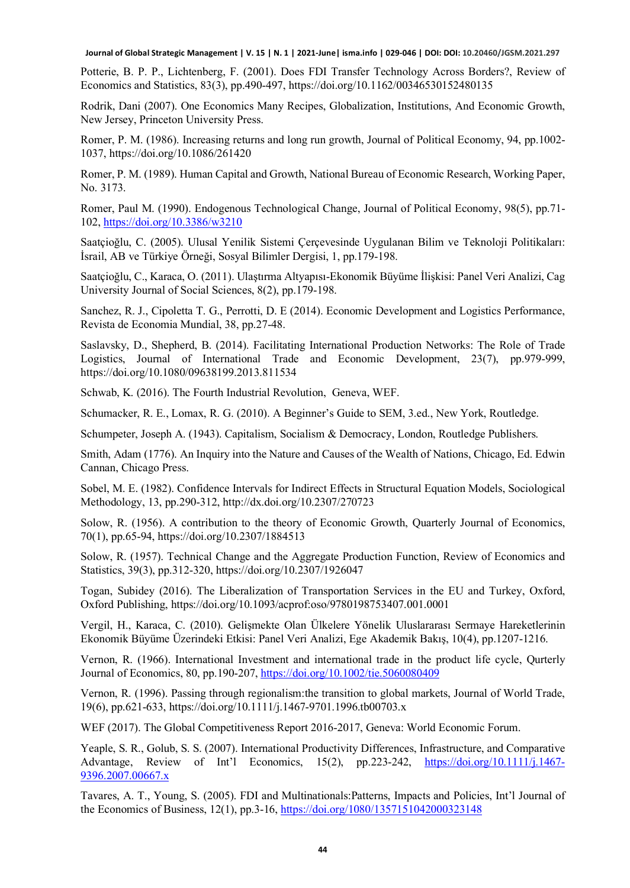Potterie, B. P. P., Lichtenberg, F. (2001). Does FDI Transfer Technology Across Borders?, Review of Economics and Statistics, 83(3), pp.490-497, https://doi.org/10.1162/00346530152480135

Rodrik, Dani (2007). One Economics Many Recipes, Globalization, Institutions, And Economic Growth, New Jersey, Princeton University Press.

Romer, P. M. (1986). Increasing returns and long run growth, Journal of Political Economy, 94, pp.1002-1037, https://doi.org/10.1086/261420

Romer, P. M. (1989). Human Capital and Growth, National Bureau of Economic Research, Working Paper, No. 3173.

Romer, Paul M. (1990). Endogenous Technological Change, Journal of Political Economy, 98(5), pp.71-102, https://doi.org/10.3386/w3210

Saatçioğlu, C. (2005). Ulusal Yenilik Sistemi Çerçevesinde Uygulanan Bilim ve Teknoloji Politikaları: İsrail, AB ve Türkiye Örneği, Sosyal Bilimler Dergisi, 1, pp.179-198.

Saatçioğlu, C., Karaca, O. (2011). Ulaştırma Altyapısı-Ekonomik Büyüme İlişkisi: Panel Veri Analizi, Cag University Journal of Social Sciences, 8(2), pp.179-198.

Sanchez, R. J., Cipoletta T. G., Perrotti, D. E (2014). Economic Development and Logistics Performance, Revista de Economia Mundial, 38, pp.27-48.

Saslavsky, D., Shepherd, B. (2014). Facilitating International Production Networks: The Role of Trade Logistics, Journal of International Trade and Economic Development, 23(7), pp.979-999, https://doi.org/10.1080/09638199.2013.811534

Schwab, K. (2016). The Fourth Industrial Revolution, Geneva, WEF.

Schumacker, R. E., Lomax, R. G. (2010). A Beginner's Guide to SEM, 3.ed., New York, Routledge.

Schumpeter, Joseph A. (1943). Capitalism, Socialism & Democracy, London, Routledge Publishers.

Smith, Adam (1776). An Inquiry into the Nature and Causes of the Wealth of Nations, Chicago, Ed. Edwin Cannan, Chicago Press.

Sobel, M. E. (1982). Confidence Intervals for Indirect Effects in Structural Equation Models, Sociological Methodology, 13, pp.290-312, http://dx.doi.org/10.2307/270723

Solow, R. (1956). A contribution to the theory of Economic Growth, Quarterly Journal of Economics, 70(1), pp.65-94, https://doi.org/10.2307/1884513

Solow, R. (1957). Technical Change and the Aggregate Production Function, Review of Economics and Statistics, 39(3), pp.312-320, https://doi.org/10.2307/1926047

Togan, Subidey (2016). The Liberalization of Transportation Services in the EU and Turkey, Oxford, Oxford Publishing, https://doi.org/10.1093/acprof:oso/9780198753407.001.0001

Vergil, H., Karaca, C. (2010). Gelişmekte Olan Ülkelere Yönelik Uluslararası Sermaye Hareketlerinin Ekonomik Büyüme Üzerindeki Etkisi: Panel Veri Analizi, Ege Akademik Bakış, 10(4), pp.1207-1216.

Vernon, R. (1966). International Investment and international trade in the product life cycle, Qurterly Journal of Economics, 80, pp.190-207, https://doi.org/10.1002/tie.5060080409

Vernon, R. (1996). Passing through regionalism:the transition to global markets, Journal of World Trade, 19(6), pp.621-633, https://doi.org/10.1111/j.1467-9701.1996.tb00703.x

WEF (2017). The Global Competitiveness Report 2016-2017, Geneva: World Economic Forum.

Yeaple, S. R., Golub, S. S. (2007). International Productivity Differences, Infrastructure, and Comparative Advantage, Review of Int'l Economics, 15(2), pp.223-242, https://doi.org/10.1111/j.1467-9396.2007.00667.x

Tavares, A. T., Young, S. (2005). FDI and Multinationals:Patterns, Impacts and Policies, Int'l Journal of the Economics of Business, 12(1), pp.3-16, https://doi.org/1080/1357151042000323148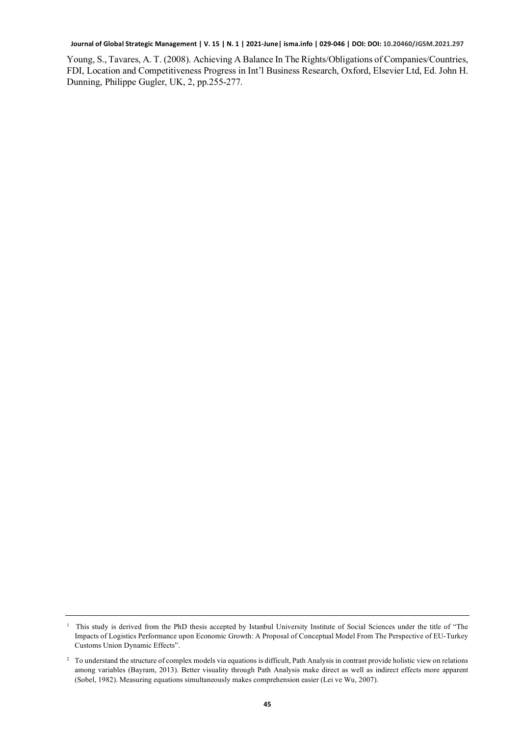Young, S., Tavares, A. T. (2008). Achieving A Balance In The Rights/Obligations of Companies/Countries, FDI, Location and Competitiveness Progress in Int'l Business Research, Oxford, Elsevier Ltd, Ed. John H. Dunning, Philippe Gugler, UK, 2, pp.255-277.

---

[1] This study is derived from the PhD thesis accepted by Istanbul University Institute of Social Sciences under the title of "The Impacts of Logistics Performance upon Economic Growth: A Proposal of Conceptual Model From The Perspective of EU-Turkey Customs Union Dynamic Effects".

[2] To understand the structure of complex models via equations is difficult, Path Analysis in contrast provide holistic view on relations among variables (Bayram, 2013). Better visuality through Path Analysis make direct as well as indirect effects more apparent (Sobel, 1982). Measuring equations simultaneously makes comprehension easier (Lei ve Wu, 2007).